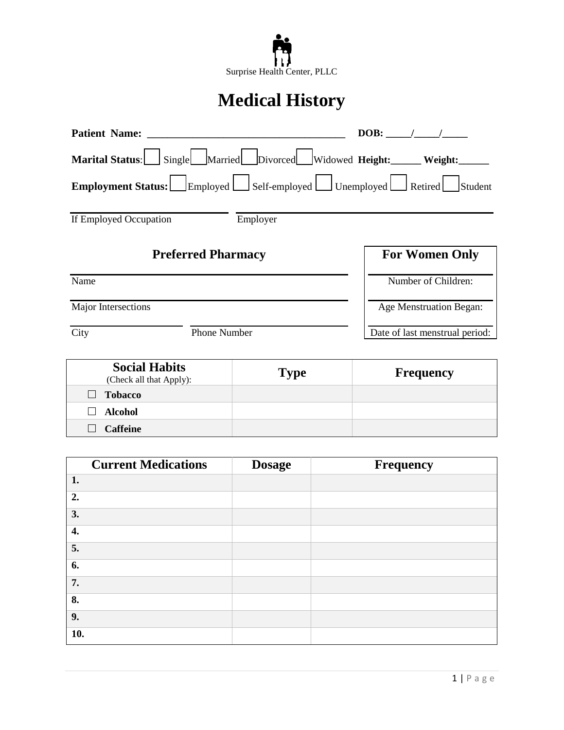Surprise Health Center, PLLC

# Medical History

**Patient Name:** _____________________________________ **DOB:** _____/_____/_____

**Marital Status**: ☐ Single ☐ Married ☐ Divorced ☐ Widowed **Height:**______ **Weight:**______

**Employment Status:** ☐ Employed ☐ Self-employed ☐ Unemployed ☐ Retired ☐ Student

_______________________ _______________________________________

If Employed Occupation Employer

## Preferred Pharmacy

_______________________________________

Name

_______________________________________

Major Intersections

_________________ _____________________

City Phone Number

## For Women Only

Number of Children:

Age Menstruation Began:

Date of last menstrual period:

| Social Habits (Check all that Apply): | Type | Frequency |
|---|---|---|
| ☐ **Tobacco** | | |
| ☐ **Alcohol** | | |
| ☐ **Caffeine** | | |

| Current Medications | Dosage | Frequency |
|---|---|---|
| **1.** | | |
| **2.** | | |
| **3.** | | |
| **4.** | | |
| **5.** | | |
| **6.** | | |
| **7.** | | |
| **8.** | | |
| **9.** | | |
| **10.** | | |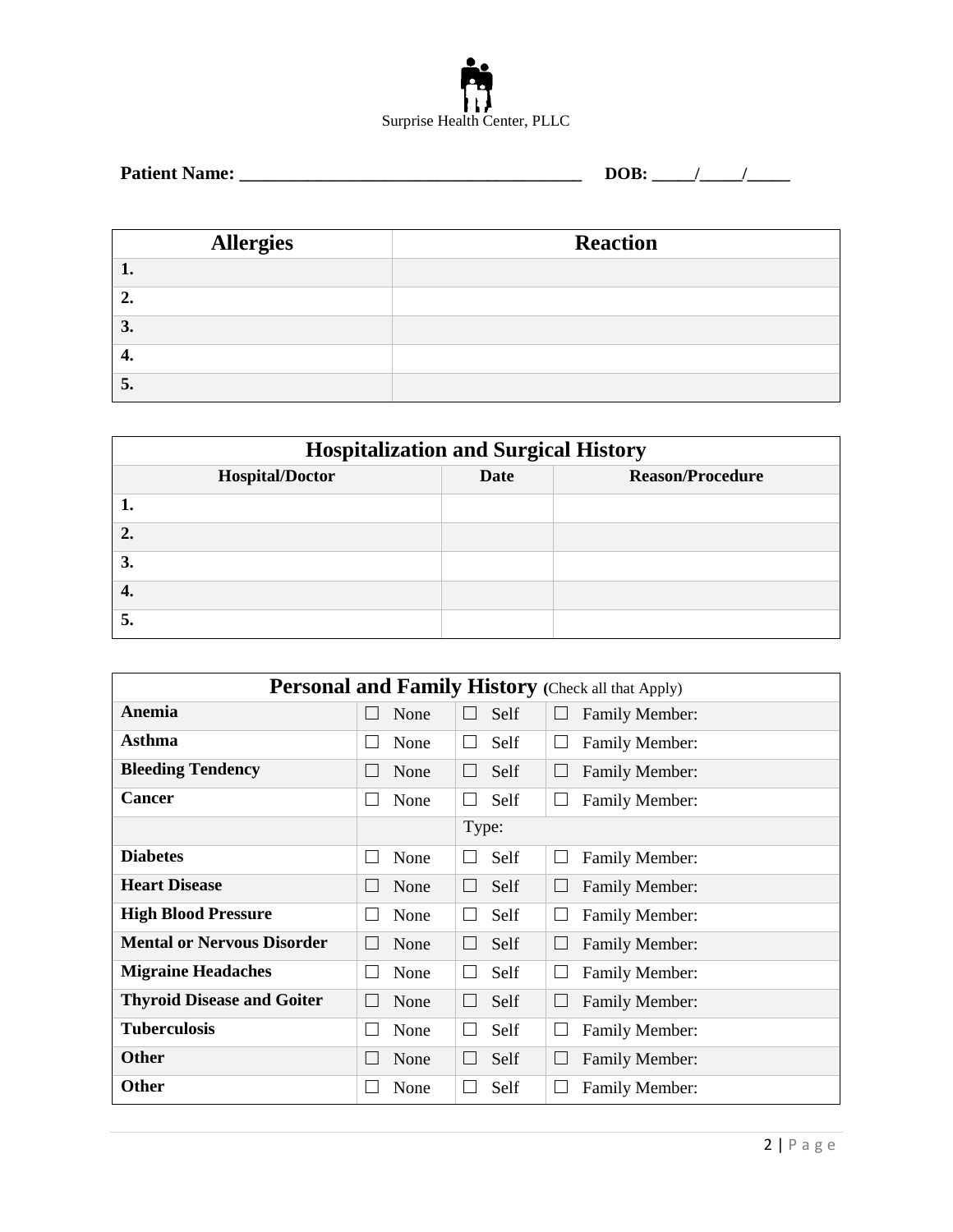Surprise Health Center, PLLC

**Patient Name: ______________________________________ DOB: _____/_____/_____**

| Allergies | Reaction |
|---|---|
| **1.** | |
| **2.** | |
| **3.** | |
| **4.** | |
| **5.** | |

| Hospitalization and Surgical History | | |
|---|---|---|
| **Hospital/Doctor** | **Date** | **Reason/Procedure** |
| **1.** | | |
| **2.** | | |
| **3.** | | |
| **4.** | | |
| **5.** | | |

| Personal and Family History (Check all that Apply) | | | |
|---|---|---|---|
| **Anemia** | ☐ None | ☐ Self | ☐ Family Member: |
| **Asthma** | ☐ None | ☐ Self | ☐ Family Member: |
| **Bleeding Tendency** | ☐ None | ☐ Self | ☐ Family Member: |
| **Cancer** | ☐ None | ☐ Self | ☐ Family Member: |
| | | Type: | |
| **Diabetes** | ☐ None | ☐ Self | ☐ Family Member: |
| **Heart Disease** | ☐ None | ☐ Self | ☐ Family Member: |
| **High Blood Pressure** | ☐ None | ☐ Self | ☐ Family Member: |
| **Mental or Nervous Disorder** | ☐ None | ☐ Self | ☐ Family Member: |
| **Migraine Headaches** | ☐ None | ☐ Self | ☐ Family Member: |
| **Thyroid Disease and Goiter** | ☐ None | ☐ Self | ☐ Family Member: |
| **Tuberculosis** | ☐ None | ☐ Self | ☐ Family Member: |
| **Other** | ☐ None | ☐ Self | ☐ Family Member: |
| **Other** | ☐ None | ☐ Self | ☐ Family Member: |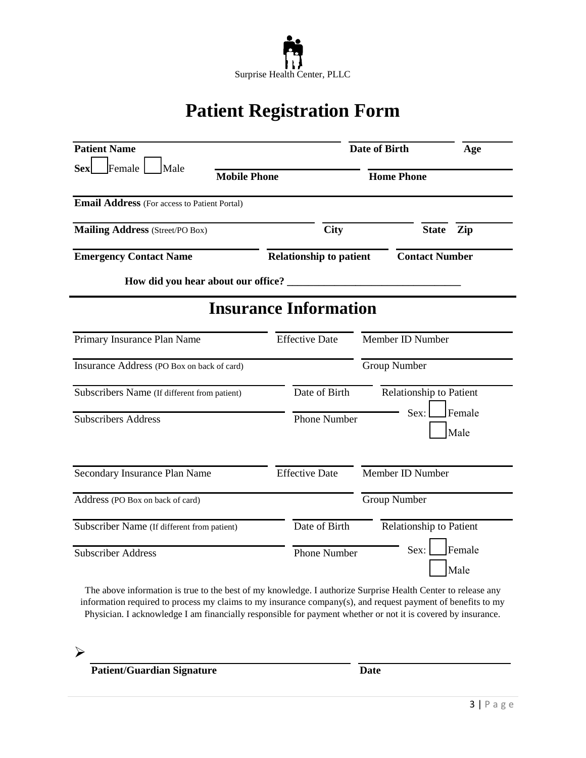Surprise Health Center, PLLC

# Patient Registration Form

**Patient Name** | **Date of Birth** | **Age**

**Sex** ☐ Female ☐ Male | **Mobile Phone** | **Home Phone**

**Email Address** (For access to Patient Portal)

**Mailing Address** (Street/PO Box) | **City** | **State** | **Zip**

**Emergency Contact Name** | **Relationship to patient** | **Contact Number**

**How did you hear about our office?** ________________________________

## Insurance Information

Primary Insurance Plan Name | Effective Date | Member ID Number

Insurance Address (PO Box on back of card) | Group Number

Subscribers Name (If different from patient) | Date of Birth | Relationship to Patient

Subscribers Address | Phone Number | Sex: ☐ Female ☐ Male

Secondary Insurance Plan Name | Effective Date | Member ID Number

Address (PO Box on back of card) | Group Number

Subscriber Name (If different from patient) | Date of Birth | Relationship to Patient

Subscriber Address | Phone Number | Sex: ☐ Female ☐ Male

The above information is true to the best of my knowledge. I authorize Surprise Health Center to release any information required to process my claims to my insurance company(s), and request payment of benefits to my Physician. I acknowledge I am financially responsible for payment whether or not it is covered by insurance.

➢

**Patient/Guardian Signature** | **Date**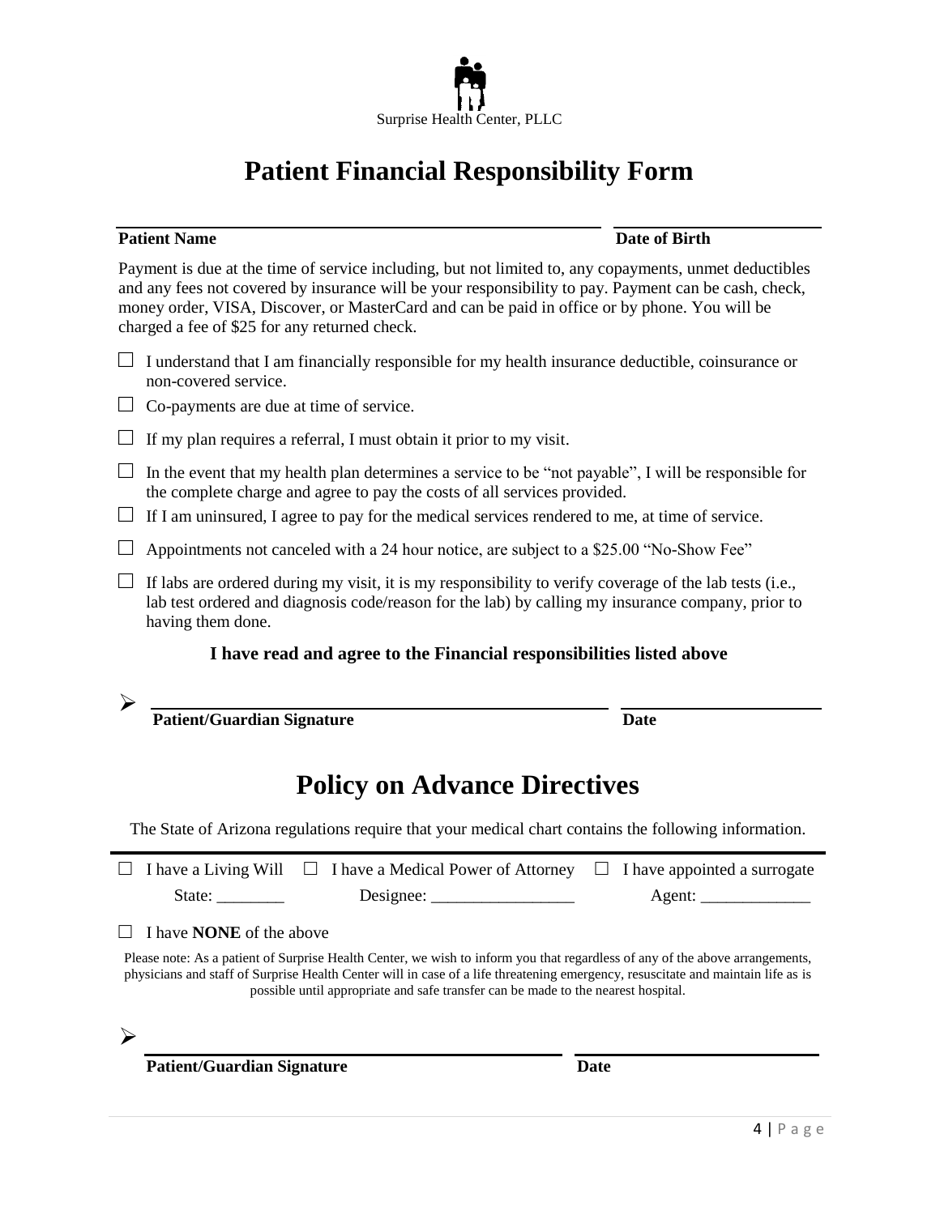Surprise Health Center, PLLC

# Patient Financial Responsibility Form

**Patient Name** ______________________________ **Date of Birth** ______________

Payment is due at the time of service including, but not limited to, any copayments, unmet deductibles and any fees not covered by insurance will be your responsibility to pay. Payment can be cash, check, money order, VISA, Discover, or MasterCard and can be paid in office or by phone. You will be charged a fee of $25 for any returned check.

☐ I understand that I am financially responsible for my health insurance deductible, coinsurance or non-covered service.

☐ Co-payments are due at time of service.

☐ If my plan requires a referral, I must obtain it prior to my visit.

☐ In the event that my health plan determines a service to be "not payable", I will be responsible for the complete charge and agree to pay the costs of all services provided.

☐ If I am uninsured, I agree to pay for the medical services rendered to me, at time of service.

☐ Appointments not canceled with a 24 hour notice, are subject to a $25.00 "No-Show Fee"

☐ If labs are ordered during my visit, it is my responsibility to verify coverage of the lab tests (i.e., lab test ordered and diagnosis code/reason for the lab) by calling my insurance company, prior to having them done.

**I have read and agree to the Financial responsibilities listed above**

➢ ______________________________ ______________

**Patient/Guardian Signature** **Date**

# Policy on Advance Directives

The State of Arizona regulations require that your medical chart contains the following information.

| ☐ I have a Living Will | ☐ I have a Medical Power of Attorney | ☐ I have appointed a surrogate |
|---|---|---|
| State: ________ | Designee: _________________ | Agent: _____________ |

☐ I have **NONE** of the above

Please note: As a patient of Surprise Health Center, we wish to inform you that regardless of any of the above arrangements, physicians and staff of Surprise Health Center will in case of a life threatening emergency, resuscitate and maintain life as is possible until appropriate and safe transfer can be made to the nearest hospital.

➢ ______________________________ ______________

**Patient/Guardian Signature** **Date**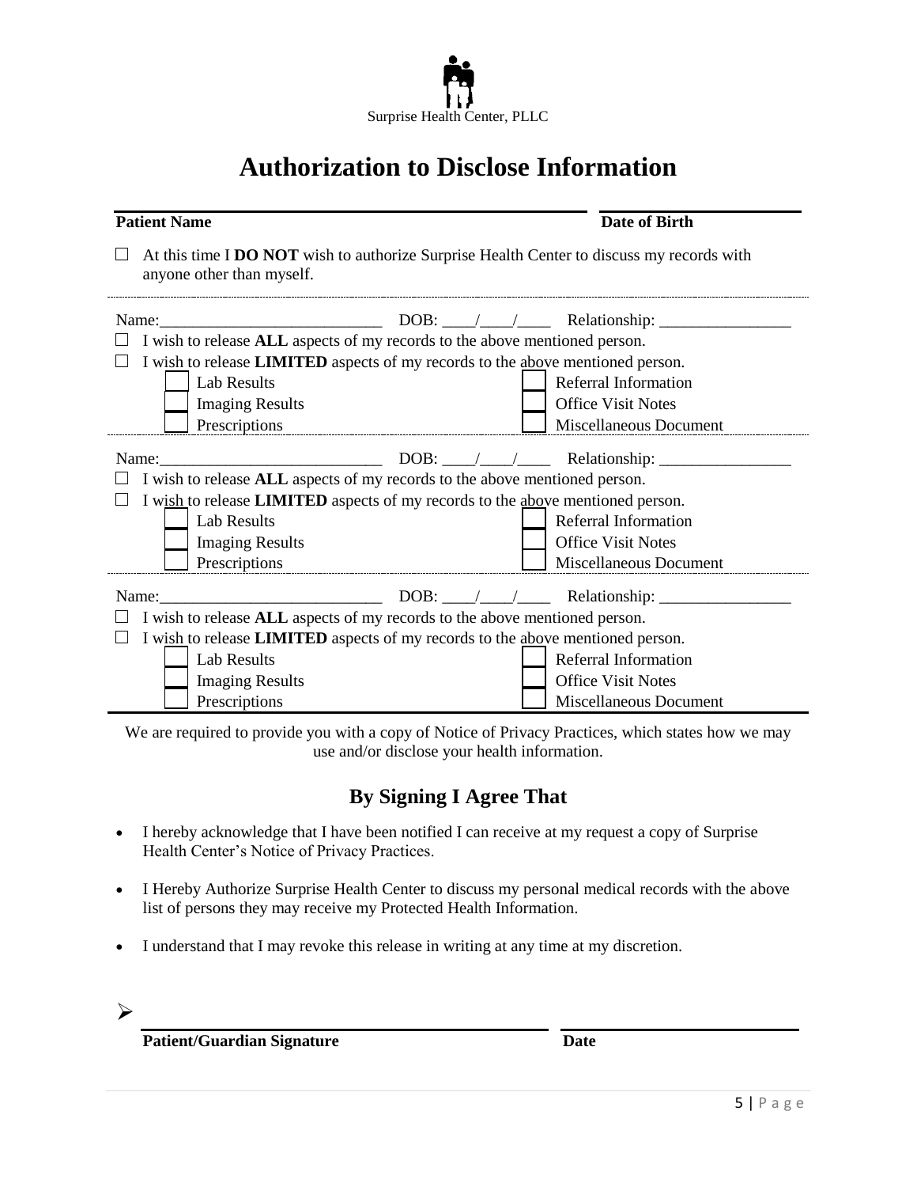Surprise Health Center, PLLC

# Authorization to Disclose Information

**Patient Name** ______________________________ **Date of Birth** ______________

☐ At this time I **DO NOT** wish to authorize Surprise Health Center to discuss my records with anyone other than myself.

---

Name:___________________________ DOB: ____/____/____ Relationship: ________________

☐ I wish to release **ALL** aspects of my records to the above mentioned person.

☐ I wish to release **LIMITED** aspects of my records to the above mentioned person.

| | |
|---|---|
| ☐ Lab Results | ☐ Referral Information |
| ☐ Imaging Results | ☐ Office Visit Notes |
| ☐ Prescriptions | ☐ Miscellaneous Document |

---

Name:___________________________ DOB: ____/____/____ Relationship: ________________

☐ I wish to release **ALL** aspects of my records to the above mentioned person.

☐ I wish to release **LIMITED** aspects of my records to the above mentioned person.

| | |
|---|---|
| ☐ Lab Results | ☐ Referral Information |
| ☐ Imaging Results | ☐ Office Visit Notes |
| ☐ Prescriptions | ☐ Miscellaneous Document |

---

Name:___________________________ DOB: ____/____/____ Relationship: ________________

☐ I wish to release **ALL** aspects of my records to the above mentioned person.

☐ I wish to release **LIMITED** aspects of my records to the above mentioned person.

| | |
|---|---|
| ☐ Lab Results | ☐ Referral Information |
| ☐ Imaging Results | ☐ Office Visit Notes |
| ☐ Prescriptions | ☐ Miscellaneous Document |

---

We are required to provide you with a copy of Notice of Privacy Practices, which states how we may use and/or disclose your health information.

## By Signing I Agree That

- I hereby acknowledge that I have been notified I can receive at my request a copy of Surprise Health Center's Notice of Privacy Practices.
- I Hereby Authorize Surprise Health Center to discuss my personal medical records with the above list of persons they may receive my Protected Health Information.
- I understand that I may revoke this release in writing at any time at my discretion.

➢ ______________________________ ______________

**Patient/Guardian Signature** **Date**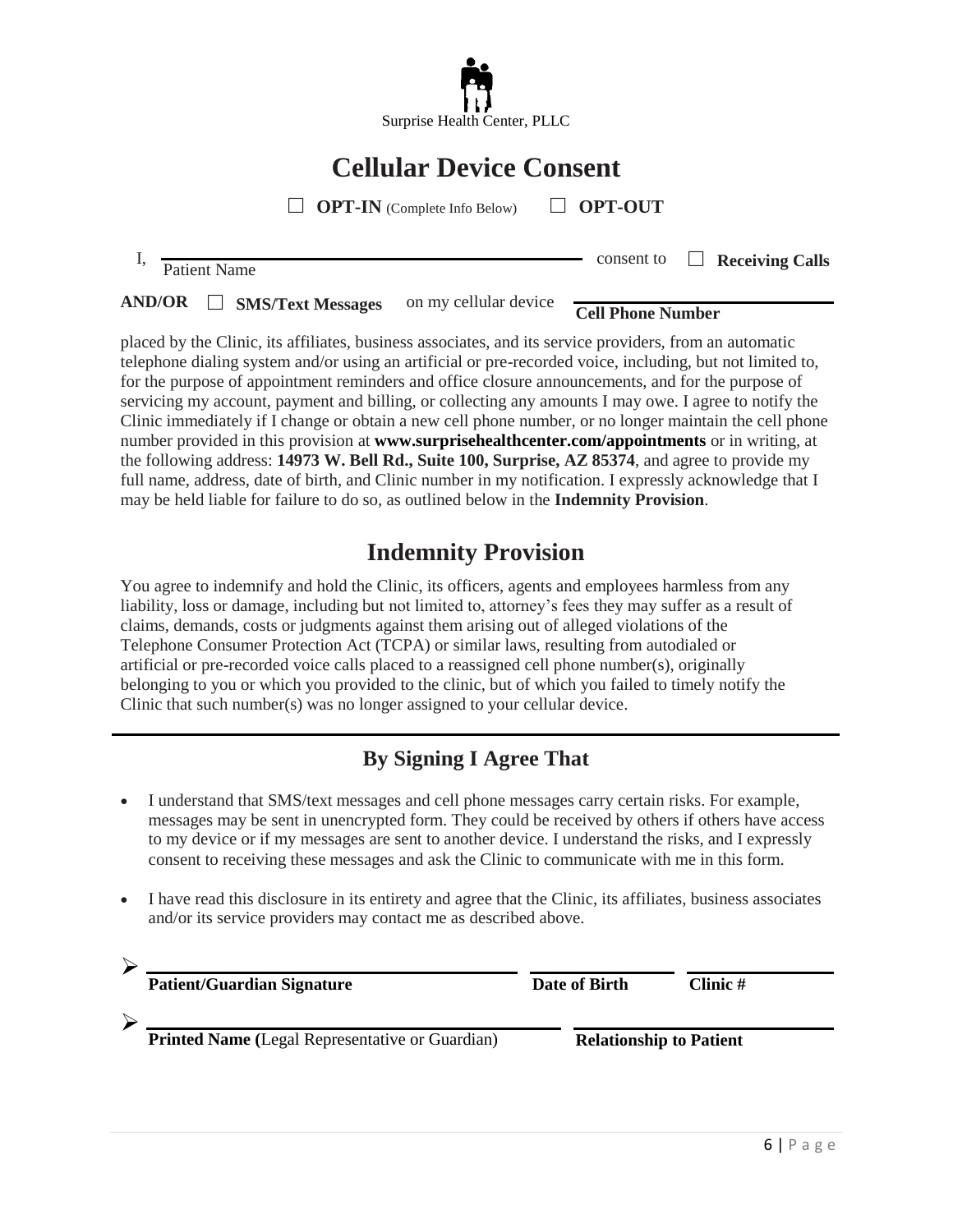Surprise Health Center, PLLC

# Cellular Device Consent

☐ **OPT-IN** (Complete Info Below) ☐ **OPT-OUT**

I, ______________________________ consent to ☐ **Receiving Calls**
Patient Name

**AND/OR** ☐ **SMS/Text Messages** on my cellular device ______________________________
**Cell Phone Number**

placed by the Clinic, its affiliates, business associates, and its service providers, from an automatic telephone dialing system and/or using an artificial or pre-recorded voice, including, but not limited to, for the purpose of appointment reminders and office closure announcements, and for the purpose of servicing my account, payment and billing, or collecting any amounts I may owe. I agree to notify the Clinic immediately if I change or obtain a new cell phone number, or no longer maintain the cell phone number provided in this provision at **www.surprisehealthcenter.com/appointments** or in writing, at the following address: **14973 W. Bell Rd., Suite 100, Surprise, AZ 85374**, and agree to provide my full name, address, date of birth, and Clinic number in my notification. I expressly acknowledge that I may be held liable for failure to do so, as outlined below in the **Indemnity Provision**.

# Indemnity Provision

You agree to indemnify and hold the Clinic, its officers, agents and employees harmless from any liability, loss or damage, including but not limited to, attorney's fees they may suffer as a result of claims, demands, costs or judgments against them arising out of alleged violations of the Telephone Consumer Protection Act (TCPA) or similar laws, resulting from autodialed or artificial or pre-recorded voice calls placed to a reassigned cell phone number(s), originally belonging to you or which you provided to the clinic, but of which you failed to timely notify the Clinic that such number(s) was no longer assigned to your cellular device.

---

## By Signing I Agree That

- I understand that SMS/text messages and cell phone messages carry certain risks. For example, messages may be sent in unencrypted form. They could be received by others if others have access to my device or if my messages are sent to another device. I understand the risks, and I expressly consent to receiving these messages and ask the Clinic to communicate with me in this form.
- I have read this disclosure in its entirety and agree that the Clinic, its affiliates, business associates and/or its service providers may contact me as described above.

➢ ______________________________ ______________ ______________
**Patient/Guardian Signature** **Date of Birth** **Clinic #**

➢ ______________________________ ______________________________
**Printed Name (**Legal Representative or Guardian) **Relationship to Patient**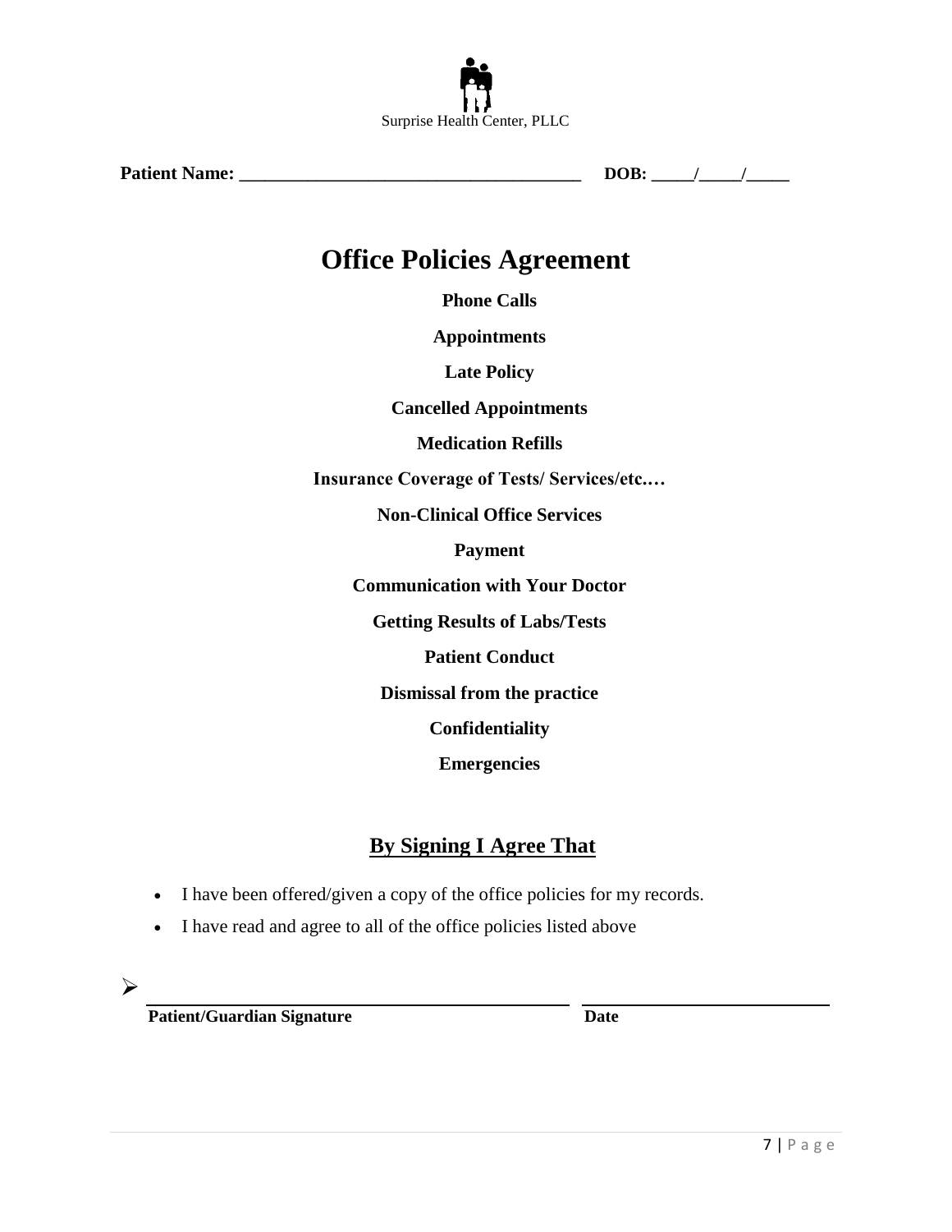Surprise Health Center, PLLC

**Patient Name:** ______________________________________ **DOB:** _____/_____/_____

# Office Policies Agreement

**Phone Calls**

**Appointments**

**Late Policy**

**Cancelled Appointments**

**Medication Refills**

**Insurance Coverage of Tests/ Services/etc.…**

**Non-Clinical Office Services**

**Payment**

**Communication with Your Doctor**

**Getting Results of Labs/Tests**

**Patient Conduct**

**Dismissal from the practice**

**Confidentiality**

**Emergencies**

## By Signing I Agree That

- I have been offered/given a copy of the office policies for my records.
- I have read and agree to all of the office policies listed above

➢ ______________________________________________ ____________________________

**Patient/Guardian Signature** **Date**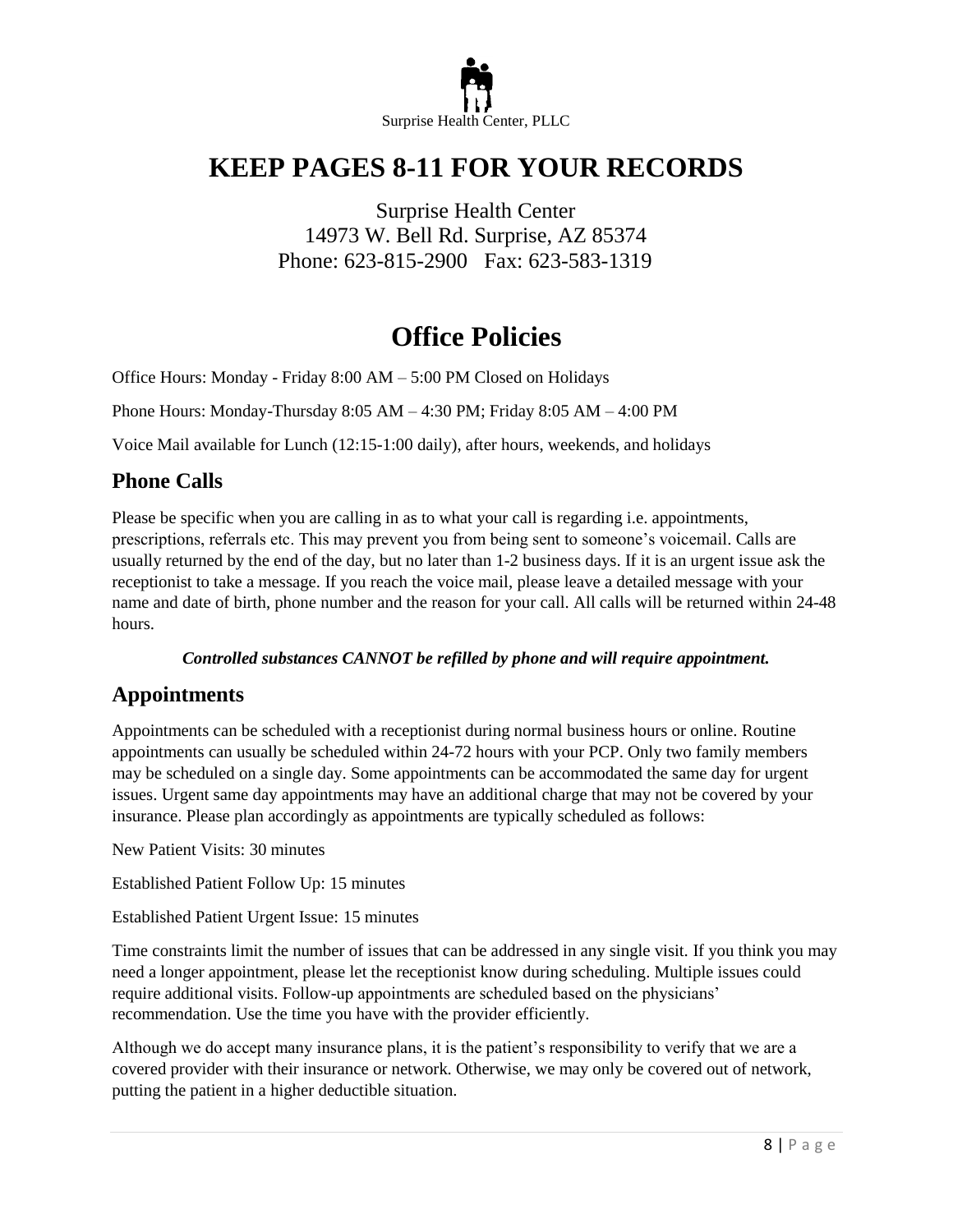Surprise Health Center, PLLC

# KEEP PAGES 8-11 FOR YOUR RECORDS

Surprise Health Center
14973 W. Bell Rd. Surprise, AZ 85374
Phone: 623-815-2900 Fax: 623-583-1319

# Office Policies

Office Hours: Monday - Friday 8:00 AM – 5:00 PM Closed on Holidays

Phone Hours: Monday-Thursday 8:05 AM – 4:30 PM; Friday 8:05 AM – 4:00 PM

Voice Mail available for Lunch (12:15-1:00 daily), after hours, weekends, and holidays

## Phone Calls

Please be specific when you are calling in as to what your call is regarding i.e. appointments, prescriptions, referrals etc. This may prevent you from being sent to someone's voicemail. Calls are usually returned by the end of the day, but no later than 1-2 business days. If it is an urgent issue ask the receptionist to take a message. If you reach the voice mail, please leave a detailed message with your name and date of birth, phone number and the reason for your call. All calls will be returned within 24-48 hours.

***Controlled substances CANNOT be refilled by phone and will require appointment.***

## Appointments

Appointments can be scheduled with a receptionist during normal business hours or online. Routine appointments can usually be scheduled within 24-72 hours with your PCP. Only two family members may be scheduled on a single day. Some appointments can be accommodated the same day for urgent issues. Urgent same day appointments may have an additional charge that may not be covered by your insurance. Please plan accordingly as appointments are typically scheduled as follows:

New Patient Visits: 30 minutes

Established Patient Follow Up: 15 minutes

Established Patient Urgent Issue: 15 minutes

Time constraints limit the number of issues that can be addressed in any single visit. If you think you may need a longer appointment, please let the receptionist know during scheduling. Multiple issues could require additional visits. Follow-up appointments are scheduled based on the physicians' recommendation. Use the time you have with the provider efficiently.

Although we do accept many insurance plans, it is the patient's responsibility to verify that we are a covered provider with their insurance or network. Otherwise, we may only be covered out of network, putting the patient in a higher deductible situation.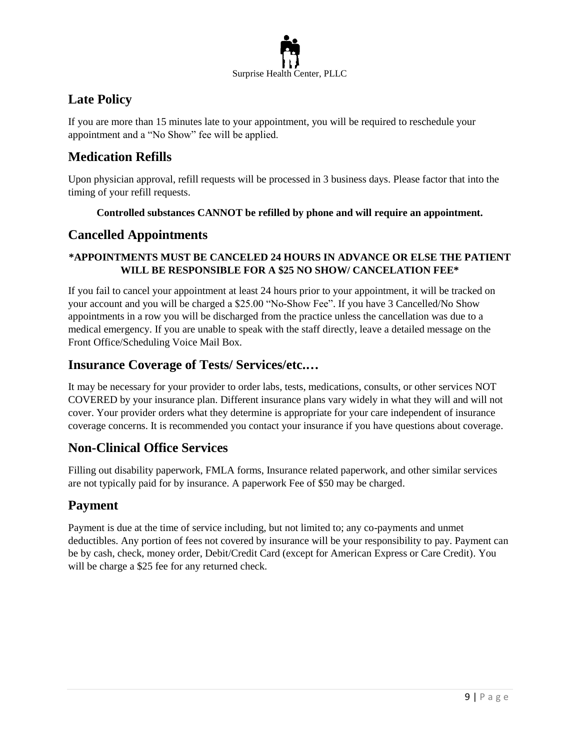## Late Policy

If you are more than 15 minutes late to your appointment, you will be required to reschedule your appointment and a "No Show" fee will be applied.

## Medication Refills

Upon physician approval, refill requests will be processed in 3 business days. Please factor that into the timing of your refill requests.

**Controlled substances CANNOT be refilled by phone and will require an appointment.**

## Cancelled Appointments

**\*APPOINTMENTS MUST BE CANCELED 24 HOURS IN ADVANCE OR ELSE THE PATIENT WILL BE RESPONSIBLE FOR A $25 NO SHOW/ CANCELATION FEE\***

If you fail to cancel your appointment at least 24 hours prior to your appointment, it will be tracked on your account and you will be charged a $25.00 "No-Show Fee". If you have 3 Cancelled/No Show appointments in a row you will be discharged from the practice unless the cancellation was due to a medical emergency. If you are unable to speak with the staff directly, leave a detailed message on the Front Office/Scheduling Voice Mail Box.

## Insurance Coverage of Tests/ Services/etc.…

It may be necessary for your provider to order labs, tests, medications, consults, or other services NOT COVERED by your insurance plan. Different insurance plans vary widely in what they will and will not cover. Your provider orders what they determine is appropriate for your care independent of insurance coverage concerns. It is recommended you contact your insurance if you have questions about coverage.

## Non-Clinical Office Services

Filling out disability paperwork, FMLA forms, Insurance related paperwork, and other similar services are not typically paid for by insurance. A paperwork Fee of $50 may be charged.

## Payment

Payment is due at the time of service including, but not limited to; any co-payments and unmet deductibles. Any portion of fees not covered by insurance will be your responsibility to pay. Payment can be by cash, check, money order, Debit/Credit Card (except for American Express or Care Credit). You will be charge a $25 fee for any returned check.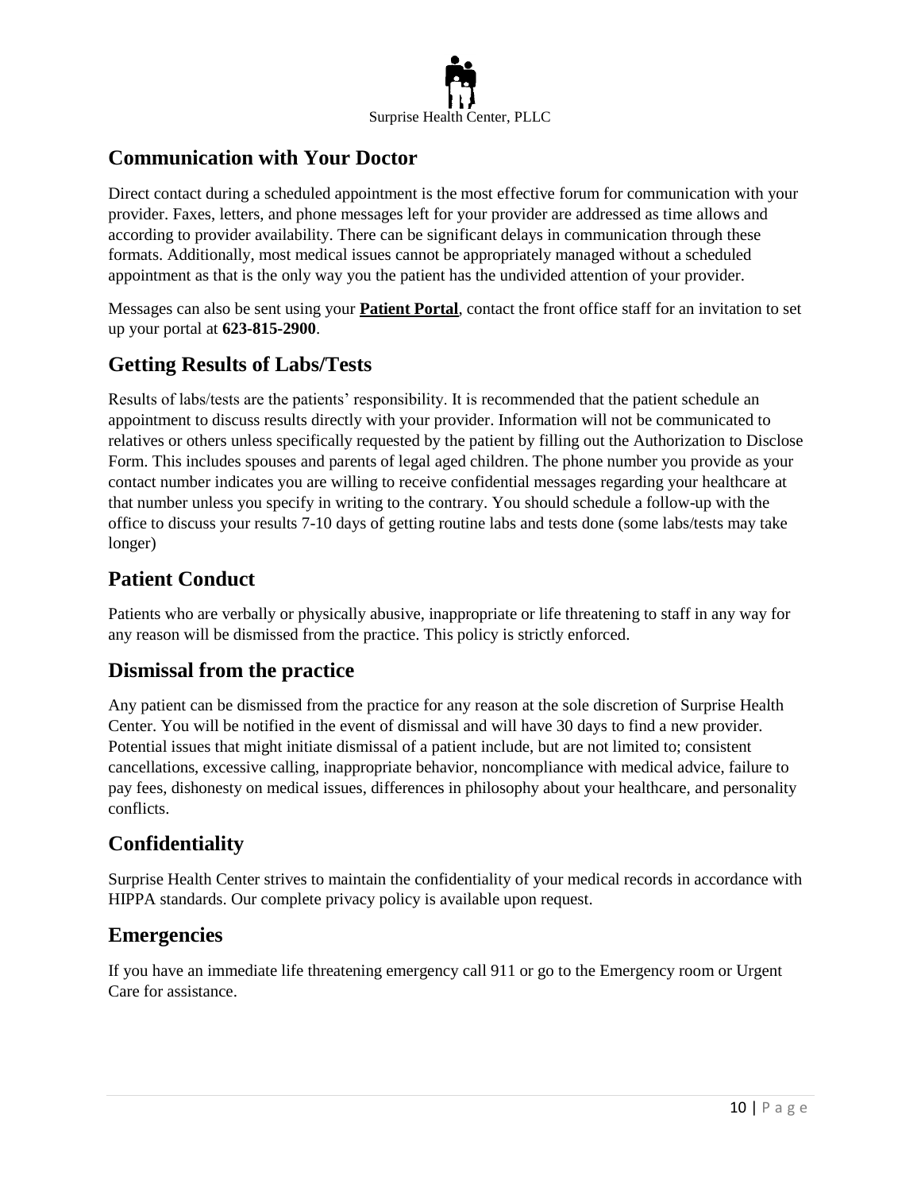## Communication with Your Doctor

Direct contact during a scheduled appointment is the most effective forum for communication with your provider. Faxes, letters, and phone messages left for your provider are addressed as time allows and according to provider availability. There can be significant delays in communication through these formats. Additionally, most medical issues cannot be appropriately managed without a scheduled appointment as that is the only way you the patient has the undivided attention of your provider.

Messages can also be sent using your **Patient Portal**, contact the front office staff for an invitation to set up your portal at **623-815-2900**.

## Getting Results of Labs/Tests

Results of labs/tests are the patients' responsibility. It is recommended that the patient schedule an appointment to discuss results directly with your provider. Information will not be communicated to relatives or others unless specifically requested by the patient by filling out the Authorization to Disclose Form. This includes spouses and parents of legal aged children. The phone number you provide as your contact number indicates you are willing to receive confidential messages regarding your healthcare at that number unless you specify in writing to the contrary. You should schedule a follow-up with the office to discuss your results 7-10 days of getting routine labs and tests done (some labs/tests may take longer)

## Patient Conduct

Patients who are verbally or physically abusive, inappropriate or life threatening to staff in any way for any reason will be dismissed from the practice. This policy is strictly enforced.

## Dismissal from the practice

Any patient can be dismissed from the practice for any reason at the sole discretion of Surprise Health Center. You will be notified in the event of dismissal and will have 30 days to find a new provider. Potential issues that might initiate dismissal of a patient include, but are not limited to; consistent cancellations, excessive calling, inappropriate behavior, noncompliance with medical advice, failure to pay fees, dishonesty on medical issues, differences in philosophy about your healthcare, and personality conflicts.

## Confidentiality

Surprise Health Center strives to maintain the confidentiality of your medical records in accordance with HIPPA standards. Our complete privacy policy is available upon request.

## Emergencies

If you have an immediate life threatening emergency call 911 or go to the Emergency room or Urgent Care for assistance.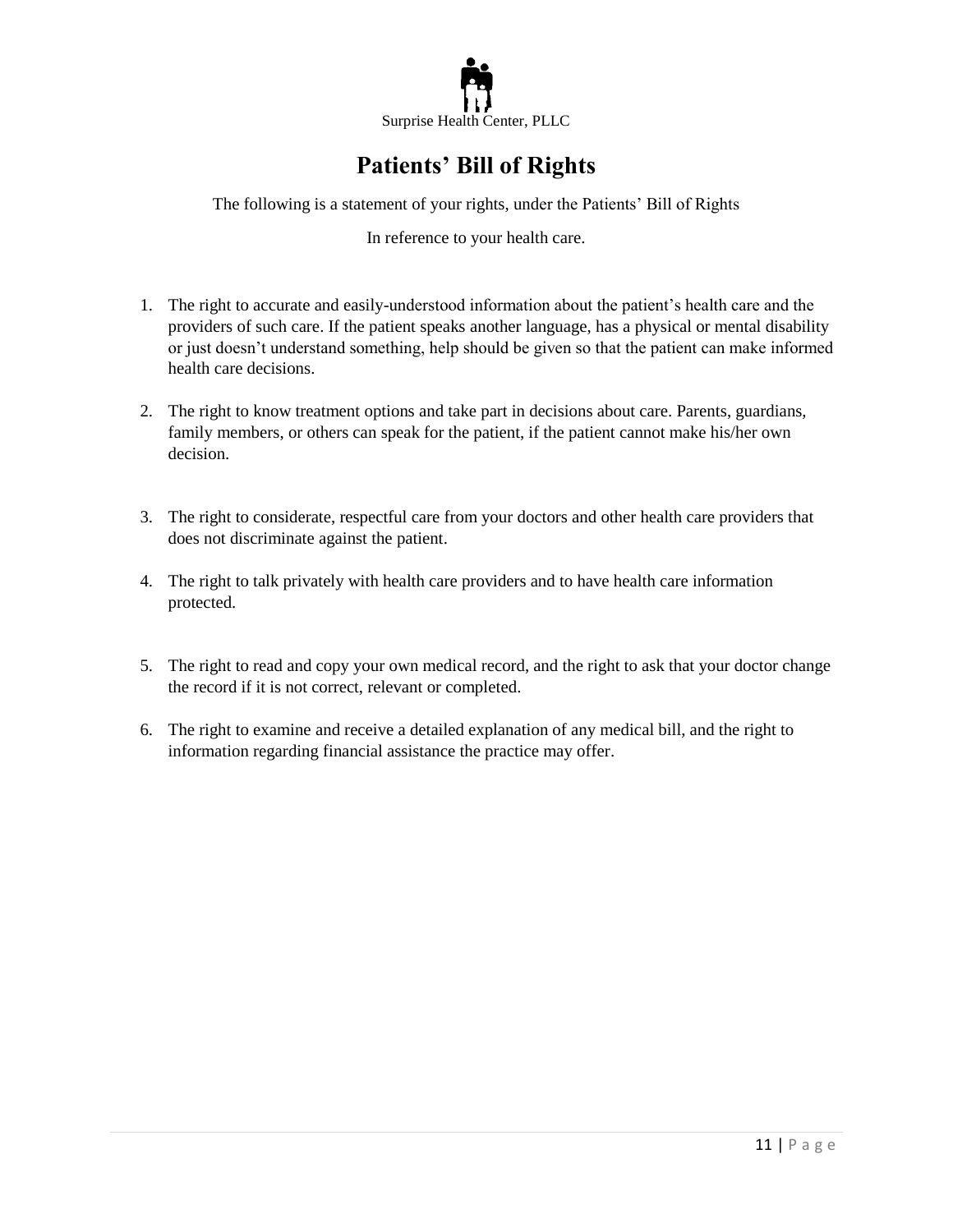Surprise Health Center, PLLC

# Patients' Bill of Rights

The following is a statement of your rights, under the Patients' Bill of Rights

In reference to your health care.

1. The right to accurate and easily-understood information about the patient's health care and the providers of such care. If the patient speaks another language, has a physical or mental disability or just doesn't understand something, help should be given so that the patient can make informed health care decisions.

2. The right to know treatment options and take part in decisions about care. Parents, guardians, family members, or others can speak for the patient, if the patient cannot make his/her own decision.

3. The right to considerate, respectful care from your doctors and other health care providers that does not discriminate against the patient.

4. The right to talk privately with health care providers and to have health care information protected.

5. The right to read and copy your own medical record, and the right to ask that your doctor change the record if it is not correct, relevant or completed.

6. The right to examine and receive a detailed explanation of any medical bill, and the right to information regarding financial assistance the practice may offer.